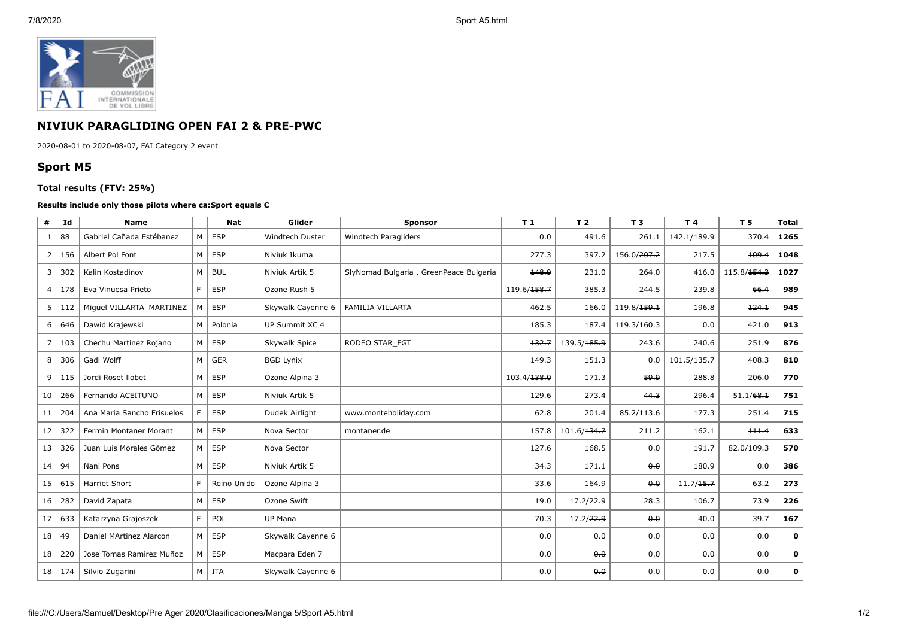## NIVIUK PARAGLIDING OPEN FAI 2 & PRE-PWC

2020-08-01 to 2020-08-07, FAI Category 2 event

## Sport M5

### Total results (FTV: 25%)

**Results include only those pilots where ca:Sport equals C**

| # | Id | Name | | Nat | Glider | Sponsor | T 1 | T 2 | T 3 | T 4 | T 5 | Total |
|---|---|---|---|---|---|---|---|---|---|---|---|---|
| 1 | 88 | Gabriel Cañada Estébanez | M | ESP | Windtech Duster | Windtech Paragliders | ~~0.0~~ | 491.6 | 261.1 | 142.1/~~189.9~~ | 370.4 | **1265** |
| 2 | 156 | Albert Pol Font | M | ESP | Niviuk Ikuma | | 277.3 | 397.2 | 156.0/~~207.2~~ | 217.5 | ~~109.4~~ | **1048** |
| 3 | 302 | Kalin Kostadinov | M | BUL | Niviuk Artik 5 | SlyNomad Bulgaria , GreenPeace Bulgaria | ~~148.9~~ | 231.0 | 264.0 | 416.0 | 115.8/~~154.3~~ | **1027** |
| 4 | 178 | Eva Vinuesa Prieto | F | ESP | Ozone Rush 5 | | 119.6/~~158.7~~ | 385.3 | 244.5 | 239.8 | ~~66.4~~ | **989** |
| 5 | 112 | Miguel VILLARTA_MARTINEZ | M | ESP | Skywalk Cayenne 6 | FAMILIA VILLARTA | 462.5 | 166.0 | 119.8/~~159.1~~ | 196.8 | ~~124.1~~ | **945** |
| 6 | 646 | Dawid Krajewski | M | Polonia | UP Summit XC 4 | | 185.3 | 187.4 | 119.3/~~160.3~~ | ~~0.0~~ | 421.0 | **913** |
| 7 | 103 | Chechu Martinez Rojano | M | ESP | Skywalk Spice | RODEO STAR_FGT | ~~132.7~~ | 139.5/~~185.9~~ | 243.6 | 240.6 | 251.9 | **876** |
| 8 | 306 | Gadi Wolff | M | GER | BGD Lynix | | 149.3 | 151.3 | ~~0.0~~ | 101.5/~~135.7~~ | 408.3 | **810** |
| 9 | 115 | Jordi Roset llobet | M | ESP | Ozone Alpina 3 | | 103.4/~~138.0~~ | 171.3 | ~~59.9~~ | 288.8 | 206.0 | **770** |
| 10 | 266 | Fernando ACEITUNO | M | ESP | Niviuk Artik 5 | | 129.6 | 273.4 | ~~44.3~~ | 296.4 | 51.1/~~68.1~~ | **751** |
| 11 | 204 | Ana Maria Sancho Frisuelos | F | ESP | Dudek Airlight | www.monteholiday.com | ~~62.8~~ | 201.4 | 85.2/~~113.6~~ | 177.3 | 251.4 | **715** |
| 12 | 322 | Fermin Montaner Morant | M | ESP | Nova Sector | montaner.de | 157.8 | 101.6/~~134.7~~ | 211.2 | 162.1 | ~~111.4~~ | **633** |
| 13 | 326 | Juan Luis Morales Gómez | M | ESP | Nova Sector | | 127.6 | 168.5 | ~~0.0~~ | 191.7 | 82.0/~~109.3~~ | **570** |
| 14 | 94 | Nani Pons | M | ESP | Niviuk Artik 5 | | 34.3 | 171.1 | ~~0.0~~ | 180.9 | 0.0 | **386** |
| 15 | 615 | Harriet Short | F | Reino Unido | Ozone Alpina 3 | | 33.6 | 164.9 | ~~0.0~~ | 11.7/~~15.7~~ | 63.2 | **273** |
| 16 | 282 | David Zapata | M | ESP | Ozone Swift | | ~~19.0~~ | 17.2/~~22.9~~ | 28.3 | 106.7 | 73.9 | **226** |
| 17 | 633 | Katarzyna Grajoszek | F | POL | UP Mana | | 70.3 | 17.2/~~22.9~~ | ~~0.0~~ | 40.0 | 39.7 | **167** |
| 18 | 49 | Daniel MArtinez Alarcon | M | ESP | Skywalk Cayenne 6 | | 0.0 | ~~0.0~~ | 0.0 | 0.0 | 0.0 | **0** |
| 18 | 220 | Jose Tomas Ramirez Muñoz | M | ESP | Macpara Eden 7 | | 0.0 | ~~0.0~~ | 0.0 | 0.0 | 0.0 | **0** |
| 18 | 174 | Silvio Zugarini | M | ITA | Skywalk Cayenne 6 | | 0.0 | ~~0.0~~ | 0.0 | 0.0 | 0.0 | **0** |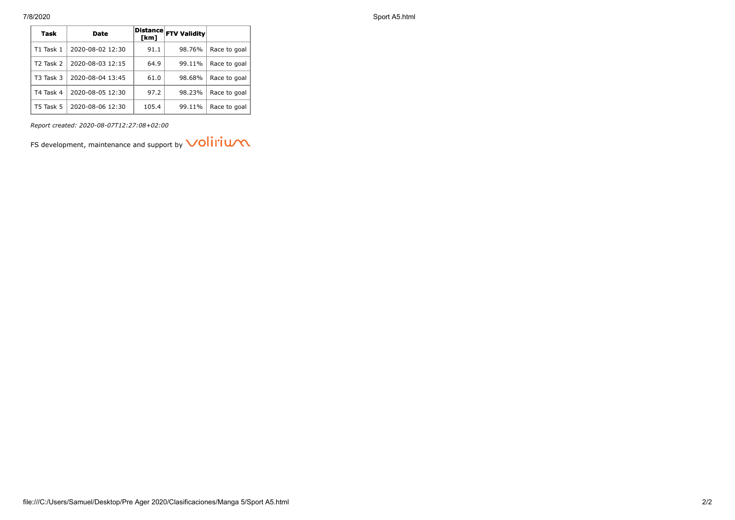| Task | Date | Distance [km] | FTV Validity | |
|---|---|---|---|---|
| T1 Task 1 | 2020-08-02 12:30 | 91.1 | 98.76% | Race to goal |
| T2 Task 2 | 2020-08-03 12:15 | 64.9 | 99.11% | Race to goal |
| T3 Task 3 | 2020-08-04 13:45 | 61.0 | 98.68% | Race to goal |
| T4 Task 4 | 2020-08-05 12:30 | 97.2 | 98.23% | Race to goal |
| T5 Task 5 | 2020-08-06 12:30 | 105.4 | 99.11% | Race to goal |

*Report created: 2020-08-07T12:27:08+02:00*

FS development, maintenance and support by volirium